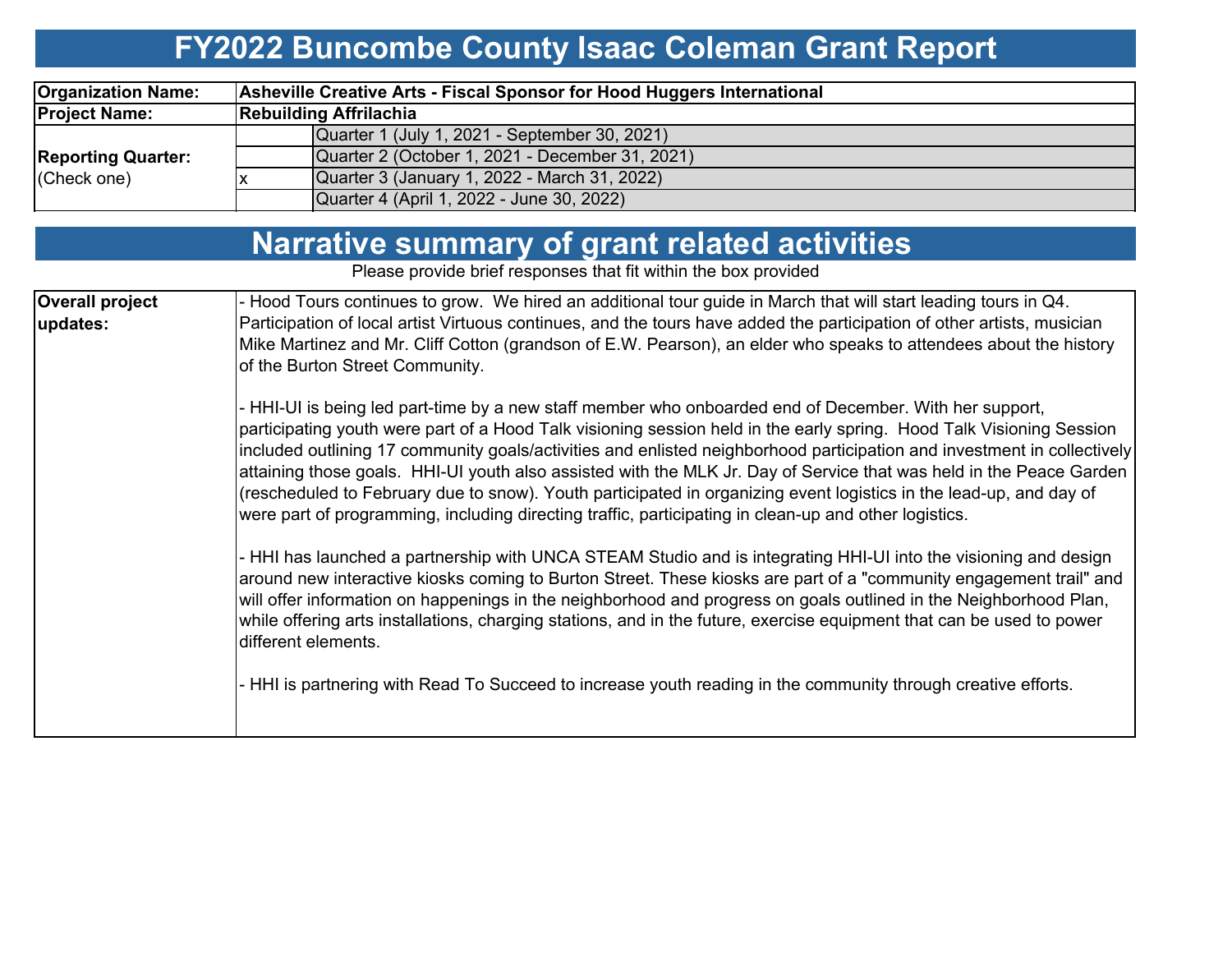# FY2022 Buncombe County Isaac Coleman Grant Report

| | | |
|---|---|---|
| **Organization Name:** | **Asheville Creative Arts - Fiscal Sponsor for Hood Huggers International** | |
| **Project Name:** | **Rebuilding Affrilachia** | |
| **Reporting Quarter:** (Check one) | | Quarter 1 (July 1, 2021 - September 30, 2021) |
| | | Quarter 2 (October 1, 2021 - December 31, 2021) |
| | x | Quarter 3 (January 1, 2022 - March 31, 2022) |
| | | Quarter 4 (April 1, 2022 - June 30, 2022) |

# Narrative summary of grant related activities

Please provide brief responses that fit within the box provided

| | |
|---|---|
| **Overall project updates:** | - Hood Tours continues to grow. We hired an additional tour guide in March that will start leading tours in Q4. Participation of local artist Virtuous continues, and the tours have added the participation of other artists, musician Mike Martinez and Mr. Cliff Cotton (grandson of E.W. Pearson), an elder who speaks to attendees about the history of the Burton Street Community.<br><br>- HHI-UI is being led part-time by a new staff member who onboarded end of December. With her support, participating youth were part of a Hood Talk visioning session held in the early spring. Hood Talk Visioning Session included outlining 17 community goals/activities and enlisted neighborhood participation and investment in collectively attaining those goals. HHI-UI youth also assisted with the MLK Jr. Day of Service that was held in the Peace Garden (rescheduled to February due to snow). Youth participated in organizing event logistics in the lead-up, and day of were part of programming, including directing traffic, participating in clean-up and other logistics.<br><br>- HHI has launched a partnership with UNCA STEAM Studio and is integrating HHI-UI into the visioning and design around new interactive kiosks coming to Burton Street. These kiosks are part of a "community engagement trail" and will offer information on happenings in the neighborhood and progress on goals outlined in the Neighborhood Plan, while offering arts installations, charging stations, and in the future, exercise equipment that can be used to power different elements.<br><br>- HHI is partnering with Read To Succeed to increase youth reading in the community through creative efforts. |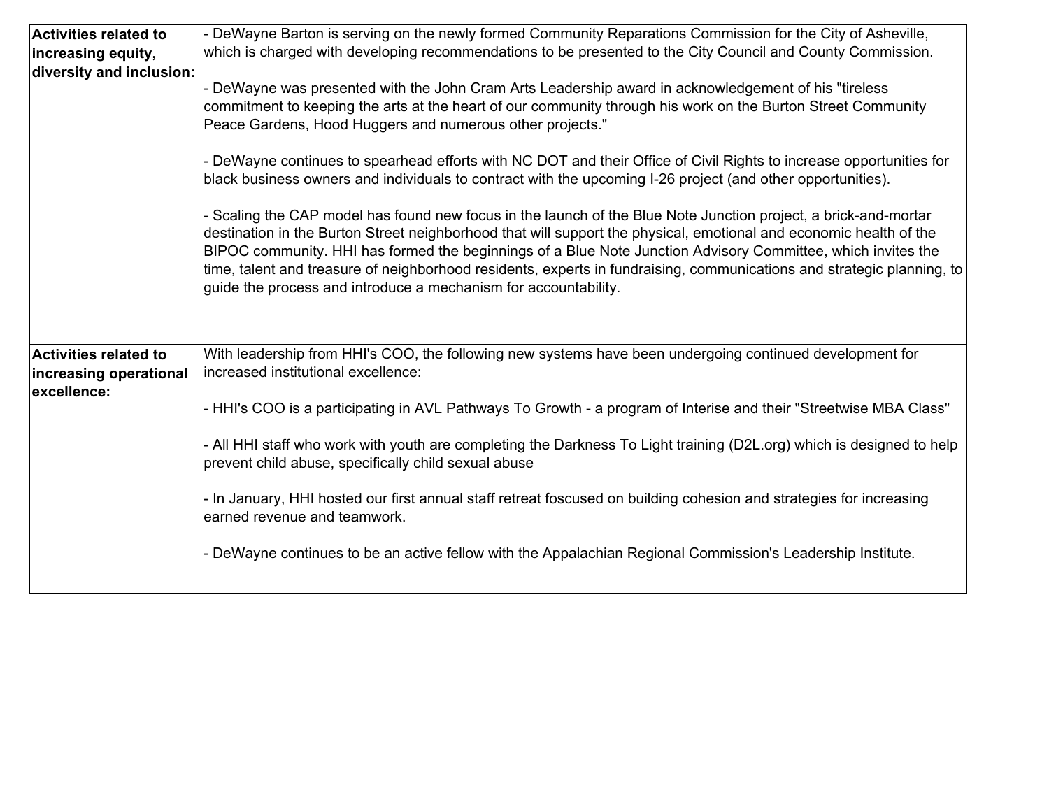| | |
|---|---|
| **Activities related to increasing equity, diversity and inclusion:** | - DeWayne Barton is serving on the newly formed Community Reparations Commission for the City of Asheville, which is charged with developing recommendations to be presented to the City Council and County Commission.<br><br>- DeWayne was presented with the John Cram Arts Leadership award in acknowledgement of his "tireless commitment to keeping the arts at the heart of our community through his work on the Burton Street Community Peace Gardens, Hood Huggers and numerous other projects."<br><br>- DeWayne continues to spearhead efforts with NC DOT and their Office of Civil Rights to increase opportunities for black business owners and individuals to contract with the upcoming I-26 project (and other opportunities).<br><br>- Scaling the CAP model has found new focus in the launch of the Blue Note Junction project, a brick-and-mortar destination in the Burton Street neighborhood that will support the physical, emotional and economic health of the BIPOC community. HHI has formed the beginnings of a Blue Note Junction Advisory Committee, which invites the time, talent and treasure of neighborhood residents, experts in fundraising, communications and strategic planning, to guide the process and introduce a mechanism for accountability. |
| **Activities related to increasing operational excellence:** | With leadership from HHI's COO, the following new systems have been undergoing continued development for increased institutional excellence:<br><br>- HHI's COO is a participating in AVL Pathways To Growth - a program of Interise and their "Streetwise MBA Class"<br><br>- All HHI staff who work with youth are completing the Darkness To Light training (D2L.org) which is designed to help prevent child abuse, specifically child sexual abuse<br><br>- In January, HHI hosted our first annual staff retreat foscused on building cohesion and strategies for increasing earned revenue and teamwork.<br><br>- DeWayne continues to be an active fellow with the Appalachian Regional Commission's Leadership Institute. |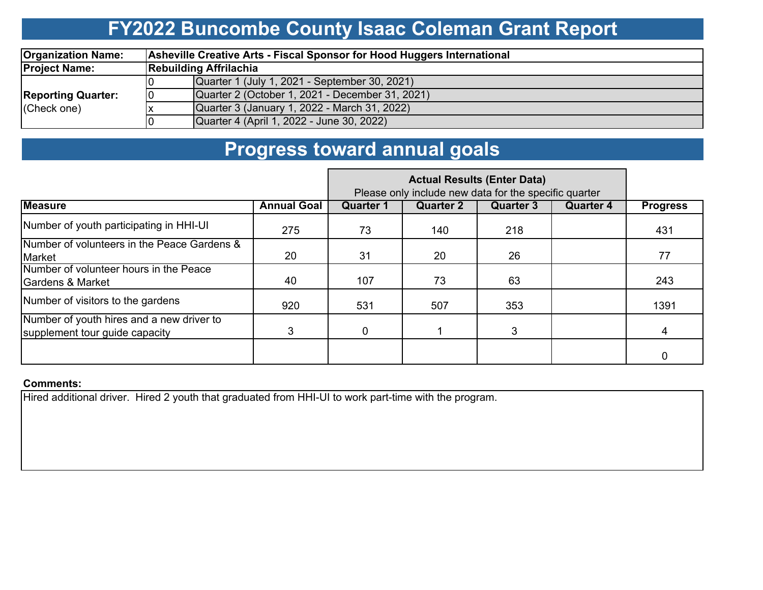# FY2022 Buncombe County Isaac Coleman Grant Report

| | | |
|---|---|---|
| **Organization Name:** | **Asheville Creative Arts - Fiscal Sponsor for Hood Huggers International** | |
| **Project Name:** | **Rebuilding Affrilachia** | |
| **Reporting Quarter:** (Check one) | 0 | Quarter 1 (July 1, 2021 - September 30, 2021) |
| | 0 | Quarter 2 (October 1, 2021 - December 31, 2021) |
| | x | Quarter 3 (January 1, 2022 - March 31, 2022) |
| | 0 | Quarter 4 (April 1, 2022 - June 30, 2022) |

# Progress toward annual goals

| | | **Actual Results (Enter Data)** Please only include new data for the specific quarter | | | | |
|---|---|---|---|---|---|---|
| **Measure** | **Annual Goal** | **Quarter 1** | **Quarter 2** | **Quarter 3** | **Quarter 4** | **Progress** |
| Number of youth participating in HHI-UI | 275 | 73 | 140 | 218 | | 431 |
| Number of volunteers in the Peace Gardens & Market | 20 | 31 | 20 | 26 | | 77 |
| Number of volunteer hours in the Peace Gardens & Market | 40 | 107 | 73 | 63 | | 243 |
| Number of visitors to the gardens | 920 | 531 | 507 | 353 | | 1391 |
| Number of youth hires and a new driver to supplement tour guide capacity | 3 | 0 | 1 | 3 | | 4 |
| | | | | | | 0 |

**Comments:**

Hired additional driver. Hired 2 youth that graduated from HHI-UI to work part-time with the program.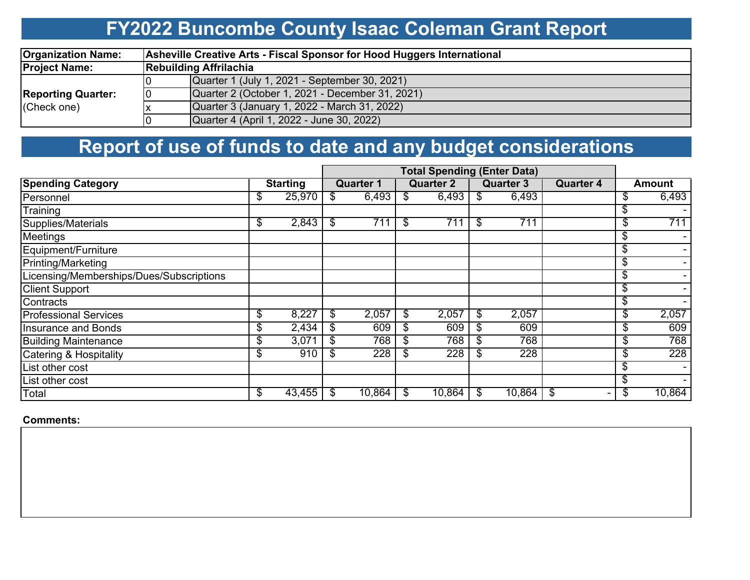# FY2022 Buncombe County Isaac Coleman Grant Report

| | | |
|---|---|---|
| **Organization Name:** | **Asheville Creative Arts - Fiscal Sponsor for Hood Huggers International** | |
| **Project Name:** | **Rebuilding Affrilachia** | |
| **Reporting Quarter:** (Check one) | 0 | Quarter 1 (July 1, 2021 - September 30, 2021) |
| | 0 | Quarter 2 (October 1, 2021 - December 31, 2021) |
| | x | Quarter 3 (January 1, 2022 - March 31, 2022) |
| | 0 | Quarter 4 (April 1, 2022 - June 30, 2022) |

# Report of use of funds to date and any budget considerations

| | | Total Spending (Enter Data) | | | | |
|---|---|---|---|---|---|---|
| **Spending Category** | **Starting** | **Quarter 1** | **Quarter 2** | **Quarter 3** | **Quarter 4** | **Amount** |
| Personnel | $ 25,970 | $ 6,493 | $ 6,493 | $ 6,493 | | $ 6,493 |
| Training | | | | | | $ - |
| Supplies/Materials | $ 2,843 | $ 711 | $ 711 | $ 711 | | $ 711 |
| Meetings | | | | | | $ - |
| Equipment/Furniture | | | | | | $ - |
| Printing/Marketing | | | | | | $ - |
| Licensing/Memberships/Dues/Subscriptions | | | | | | $ - |
| Client Support | | | | | | $ - |
| Contracts | | | | | | $ - |
| Professional Services | $ 8,227 | $ 2,057 | $ 2,057 | $ 2,057 | | $ 2,057 |
| Insurance and Bonds | $ 2,434 | $ 609 | $ 609 | $ 609 | | $ 609 |
| Building Maintenance | $ 3,071 | $ 768 | $ 768 | $ 768 | | $ 768 |
| Catering & Hospitality | $ 910 | $ 228 | $ 228 | $ 228 | | $ 228 |
| List other cost | | | | | | $ - |
| List other cost | | | | | | $ - |
| Total | $ 43,455 | $ 10,864 | $ 10,864 | $ 10,864 | $ - | $ 10,864 |

**Comments:**